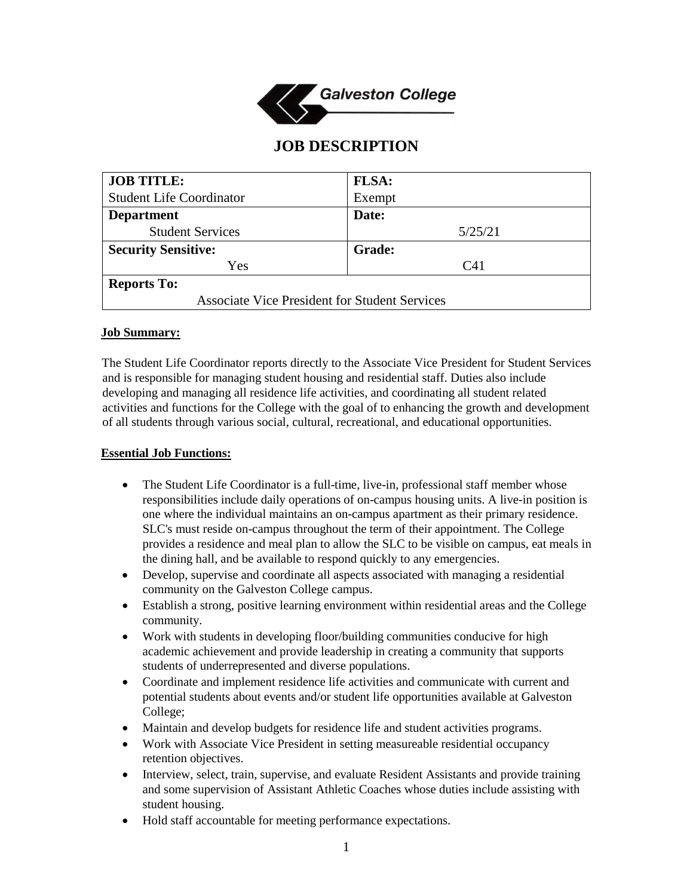Galveston College

# JOB DESCRIPTION

| **JOB TITLE:** Student Life Coordinator | **FLSA:** Exempt |
|---|---|
| **Department** Student Services | **Date:** 5/25/21 |
| **Security Sensitive:** Yes | **Grade:** C41 |
| **Reports To:** Associate Vice President for Student Services | |

**Job Summary:**

The Student Life Coordinator reports directly to the Associate Vice President for Student Services and is responsible for managing student housing and residential staff. Duties also include developing and managing all residence life activities, and coordinating all student related activities and functions for the College with the goal of to enhancing the growth and development of all students through various social, cultural, recreational, and educational opportunities.

**Essential Job Functions:**

- The Student Life Coordinator is a full-time, live-in, professional staff member whose responsibilities include daily operations of on-campus housing units. A live-in position is one where the individual maintains an on-campus apartment as their primary residence. SLC's must reside on-campus throughout the term of their appointment. The College provides a residence and meal plan to allow the SLC to be visible on campus, eat meals in the dining hall, and be available to respond quickly to any emergencies.
- Develop, supervise and coordinate all aspects associated with managing a residential community on the Galveston College campus.
- Establish a strong, positive learning environment within residential areas and the College community.
- Work with students in developing floor/building communities conducive for high academic achievement and provide leadership in creating a community that supports students of underrepresented and diverse populations.
- Coordinate and implement residence life activities and communicate with current and potential students about events and/or student life opportunities available at Galveston College;
- Maintain and develop budgets for residence life and student activities programs.
- Work with Associate Vice President in setting measureable residential occupancy retention objectives.
- Interview, select, train, supervise, and evaluate Resident Assistants and provide training and some supervision of Assistant Athletic Coaches whose duties include assisting with student housing.
- Hold staff accountable for meeting performance expectations.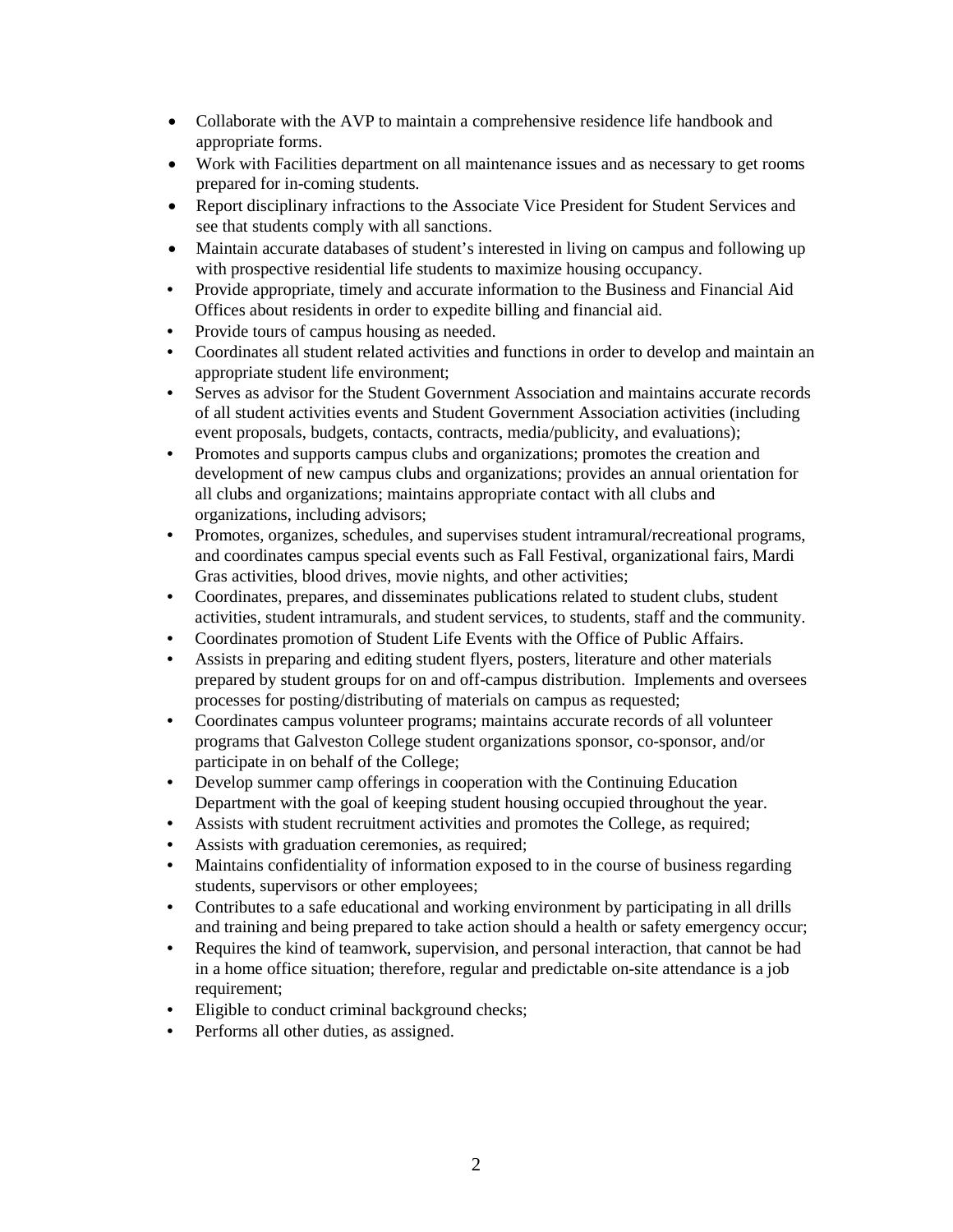- Collaborate with the AVP to maintain a comprehensive residence life handbook and appropriate forms.
- Work with Facilities department on all maintenance issues and as necessary to get rooms prepared for in-coming students.
- Report disciplinary infractions to the Associate Vice President for Student Services and see that students comply with all sanctions.
- Maintain accurate databases of student's interested in living on campus and following up with prospective residential life students to maximize housing occupancy.
- Provide appropriate, timely and accurate information to the Business and Financial Aid Offices about residents in order to expedite billing and financial aid.
- Provide tours of campus housing as needed.
- Coordinates all student related activities and functions in order to develop and maintain an appropriate student life environment;
- Serves as advisor for the Student Government Association and maintains accurate records of all student activities events and Student Government Association activities (including event proposals, budgets, contacts, contracts, media/publicity, and evaluations);
- Promotes and supports campus clubs and organizations; promotes the creation and development of new campus clubs and organizations; provides an annual orientation for all clubs and organizations; maintains appropriate contact with all clubs and organizations, including advisors;
- Promotes, organizes, schedules, and supervises student intramural/recreational programs, and coordinates campus special events such as Fall Festival, organizational fairs, Mardi Gras activities, blood drives, movie nights, and other activities;
- Coordinates, prepares, and disseminates publications related to student clubs, student activities, student intramurals, and student services, to students, staff and the community.
- Coordinates promotion of Student Life Events with the Office of Public Affairs.
- Assists in preparing and editing student flyers, posters, literature and other materials prepared by student groups for on and off-campus distribution. Implements and oversees processes for posting/distributing of materials on campus as requested;
- Coordinates campus volunteer programs; maintains accurate records of all volunteer programs that Galveston College student organizations sponsor, co-sponsor, and/or participate in on behalf of the College;
- Develop summer camp offerings in cooperation with the Continuing Education Department with the goal of keeping student housing occupied throughout the year.
- Assists with student recruitment activities and promotes the College, as required;
- Assists with graduation ceremonies, as required;
- Maintains confidentiality of information exposed to in the course of business regarding students, supervisors or other employees;
- Contributes to a safe educational and working environment by participating in all drills and training and being prepared to take action should a health or safety emergency occur;
- Requires the kind of teamwork, supervision, and personal interaction, that cannot be had in a home office situation; therefore, regular and predictable on-site attendance is a job requirement;
- Eligible to conduct criminal background checks;
- Performs all other duties, as assigned.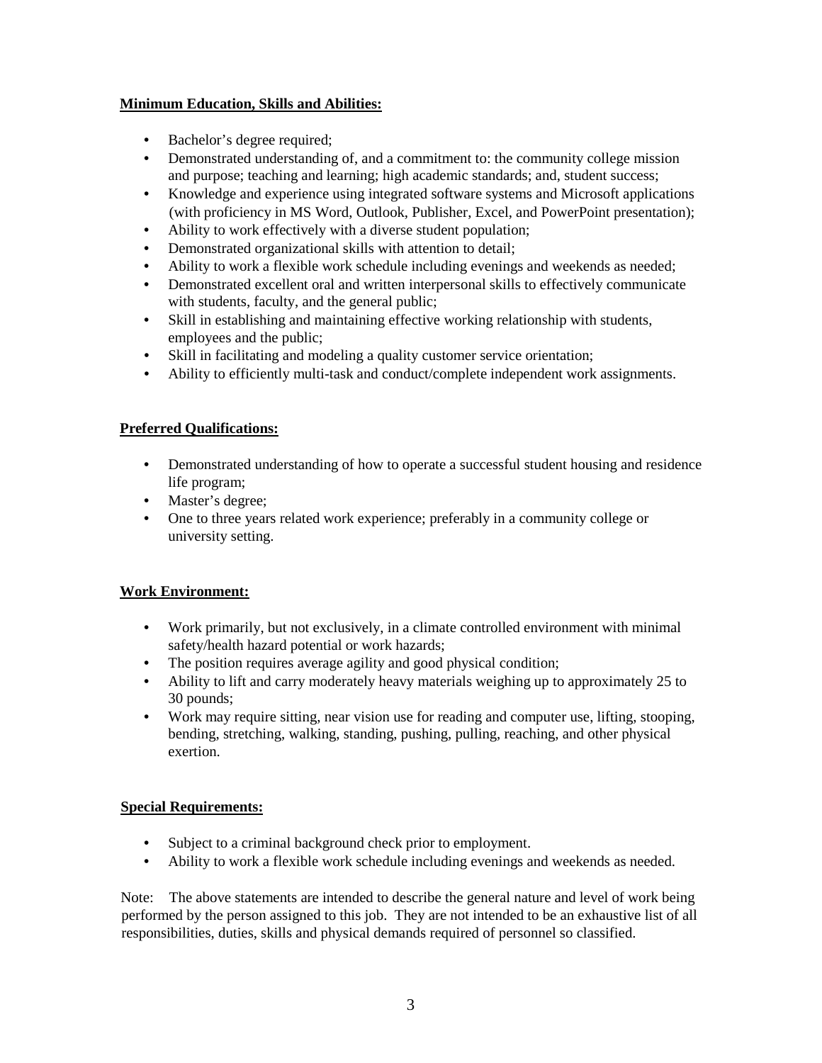**Minimum Education, Skills and Abilities:**

- Bachelor's degree required;
- Demonstrated understanding of, and a commitment to: the community college mission and purpose; teaching and learning; high academic standards; and, student success;
- Knowledge and experience using integrated software systems and Microsoft applications (with proficiency in MS Word, Outlook, Publisher, Excel, and PowerPoint presentation);
- Ability to work effectively with a diverse student population;
- Demonstrated organizational skills with attention to detail;
- Ability to work a flexible work schedule including evenings and weekends as needed;
- Demonstrated excellent oral and written interpersonal skills to effectively communicate with students, faculty, and the general public;
- Skill in establishing and maintaining effective working relationship with students, employees and the public;
- Skill in facilitating and modeling a quality customer service orientation;
- Ability to efficiently multi-task and conduct/complete independent work assignments.

**Preferred Qualifications:**

- Demonstrated understanding of how to operate a successful student housing and residence life program;
- Master's degree;
- One to three years related work experience; preferably in a community college or university setting.

**Work Environment:**

- Work primarily, but not exclusively, in a climate controlled environment with minimal safety/health hazard potential or work hazards;
- The position requires average agility and good physical condition;
- Ability to lift and carry moderately heavy materials weighing up to approximately 25 to 30 pounds;
- Work may require sitting, near vision use for reading and computer use, lifting, stooping, bending, stretching, walking, standing, pushing, pulling, reaching, and other physical exertion.

**Special Requirements:**

- Subject to a criminal background check prior to employment.
- Ability to work a flexible work schedule including evenings and weekends as needed.

Note: The above statements are intended to describe the general nature and level of work being performed by the person assigned to this job. They are not intended to be an exhaustive list of all responsibilities, duties, skills and physical demands required of personnel so classified.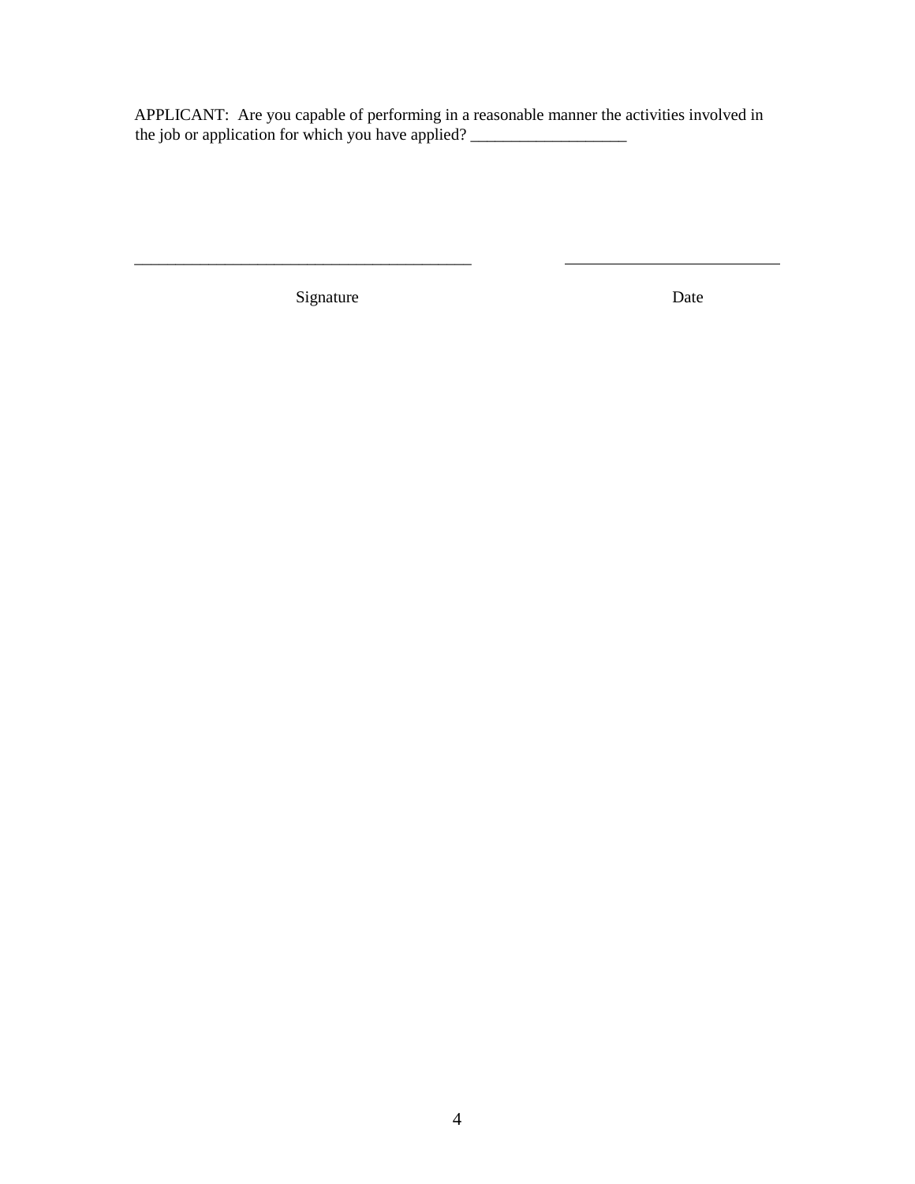APPLICANT: Are you capable of performing in a reasonable manner the activities involved in the job or application for which you have applied? ___________________

_________________________________________ _________________________

Signature Date